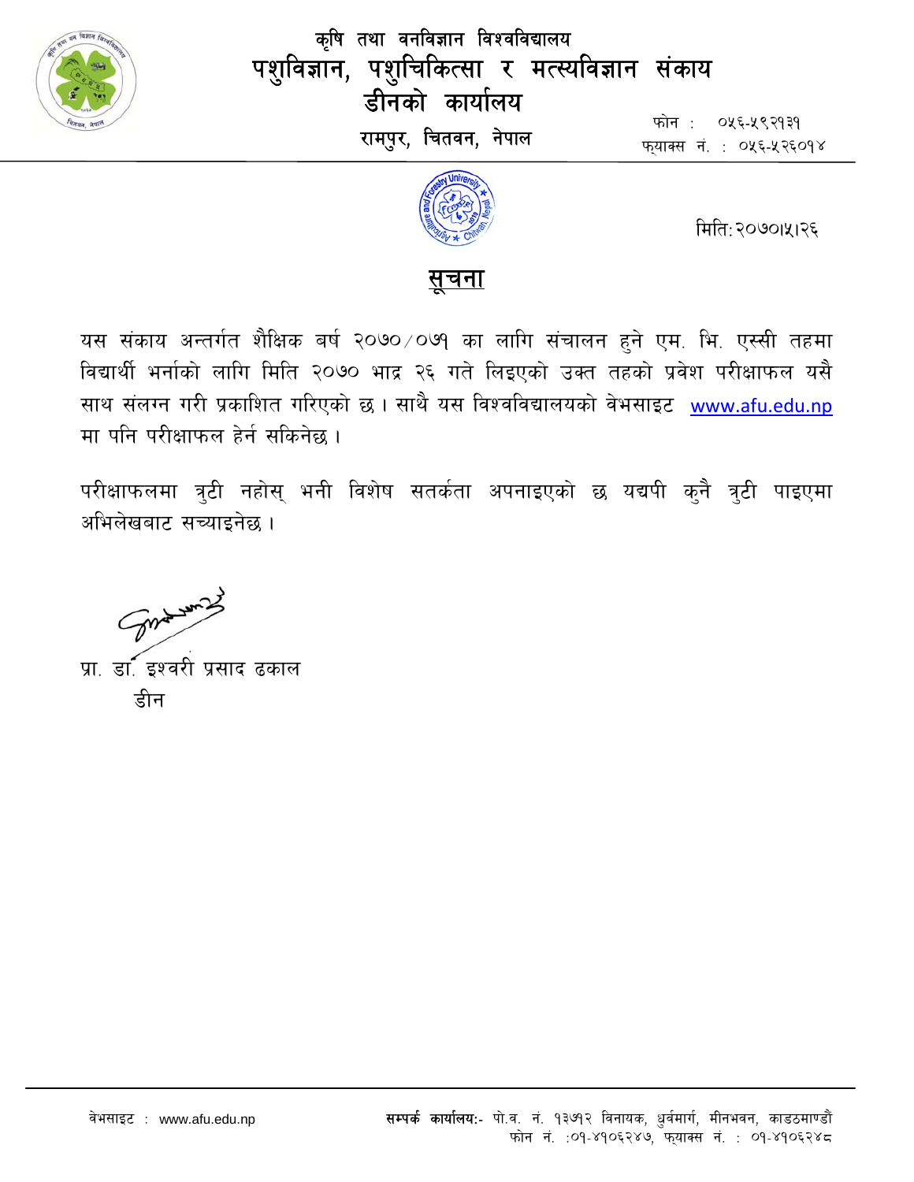# कृषि तथा वनविज्ञान विश्वविद्यालय

## पशुविज्ञान, पशुचिकित्सा र मत्स्यविज्ञान संकाय

### डीनको कार्यालय

**रामपुर, चितवन, नेपाल**

फोन : ०५६-५९२१३१
फ्याक्स नं. : ०५६-५२६०१४

मिति: २०७०।५।२६

## सूचना

यस संकाय अन्तर्गत शैक्षिक बर्ष २०७०/०७१ का लागि संचालन हुने एम. भि. एस्सी तहमा विद्यार्थी भर्नाको लागि मिति २०७० भाद्र २६ गते लिइएको उक्त तहको प्रवेश परीक्षाफल यसै साथ संलग्न गरी प्रकाशित गरिएको छ। साथै यस विश्वविद्यालयको वेभसाइट www.afu.edu.np मा पनि परीक्षाफल हेर्न सकिनेछ।

परीक्षाफलमा त्रुटी नहोस् भनी विशेष सतर्कता अपनाइएको छ यद्यपी कुनै त्रुटी पाइएमा अभिलेखबाट सच्याइनेछ।

प्रा. डा. इश्वरी प्रसाद ढकाल
डीन

वेभसाइट : www.afu.edu.np

**सम्पर्क कार्यालय:-** पो.व. नं. १३७१२ विनायक, ध्रुवमार्ग, मीनभवन, काडठमाण्डौं
फोन नं. :०१-४१०६२४७, फ्याक्स नं. : ०१-४१०६२४८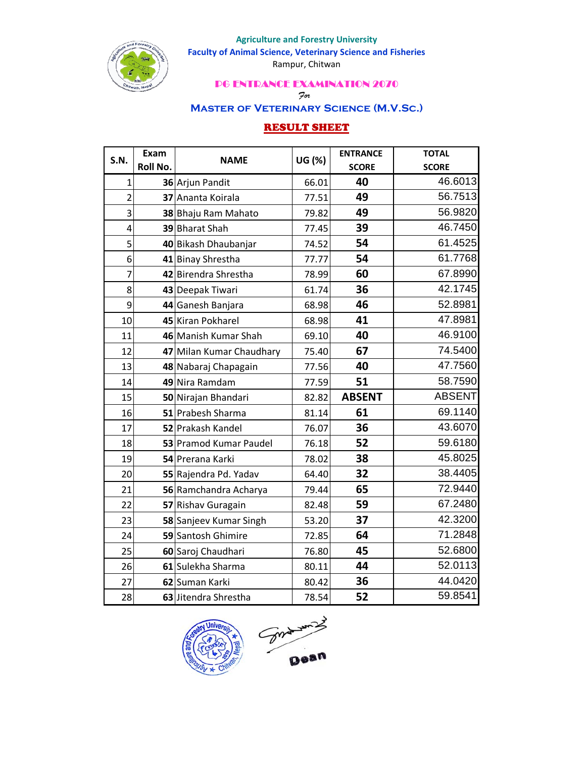Agriculture and Forestry University

Faculty of Animal Science, Veterinary Science and Fisheries

Rampur, Chitwan

## PG ENTRANCE EXAMINATION 2070

*For*

## MASTER OF VETERINARY SCIENCE (M.V.SC.)

## RESULT SHEET

| S.N. | Exam Roll No. | NAME | UG (%) | ENTRANCE SCORE | TOTAL SCORE |
|---|---|---|---|---|---|
| 1 | **36** | Arjun Pandit | 66.01 | **40** | 46.6013 |
| 2 | **37** | Ananta Koirala | 77.51 | **49** | 56.7513 |
| 3 | **38** | Bhaju Ram Mahato | 79.82 | **49** | 56.9820 |
| 4 | **39** | Bharat Shah | 77.45 | **39** | 46.7450 |
| 5 | **40** | Bikash Dhaubanjar | 74.52 | **54** | 61.4525 |
| 6 | **41** | Binay Shrestha | 77.77 | **54** | 61.7768 |
| 7 | **42** | Birendra Shrestha | 78.99 | **60** | 67.8990 |
| 8 | **43** | Deepak Tiwari | 61.74 | **36** | 42.1745 |
| 9 | **44** | Ganesh Banjara | 68.98 | **46** | 52.8981 |
| 10 | **45** | Kiran Pokharel | 68.98 | **41** | 47.8981 |
| 11 | **46** | Manish Kumar Shah | 69.10 | **40** | 46.9100 |
| 12 | **47** | Milan Kumar Chaudhary | 75.40 | **67** | 74.5400 |
| 13 | **48** | Nabaraj Chapagain | 77.56 | **40** | 47.7560 |
| 14 | **49** | Nira Ramdam | 77.59 | **51** | 58.7590 |
| 15 | **50** | Nirajan Bhandari | 82.82 | **ABSENT** | ABSENT |
| 16 | **51** | Prabesh Sharma | 81.14 | **61** | 69.1140 |
| 17 | **52** | Prakash Kandel | 76.07 | **36** | 43.6070 |
| 18 | **53** | Pramod Kumar Paudel | 76.18 | **52** | 59.6180 |
| 19 | **54** | Prerana Karki | 78.02 | **38** | 45.8025 |
| 20 | **55** | Rajendra Pd. Yadav | 64.40 | **32** | 38.4405 |
| 21 | **56** | Ramchandra Acharya | 79.44 | **65** | 72.9440 |
| 22 | **57** | Rishav Guragain | 82.48 | **59** | 67.2480 |
| 23 | **58** | Sanjeev Kumar Singh | 53.20 | **37** | 42.3200 |
| 24 | **59** | Santosh Ghimire | 72.85 | **64** | 71.2848 |
| 25 | **60** | Saroj Chaudhari | 76.80 | **45** | 52.6800 |
| 26 | **61** | Sulekha Sharma | 80.11 | **44** | 52.0113 |
| 27 | **62** | Suman Karki | 80.42 | **36** | 44.0420 |
| 28 | **63** | Jitendra Shrestha | 78.54 | **52** | 59.8541 |

Dean